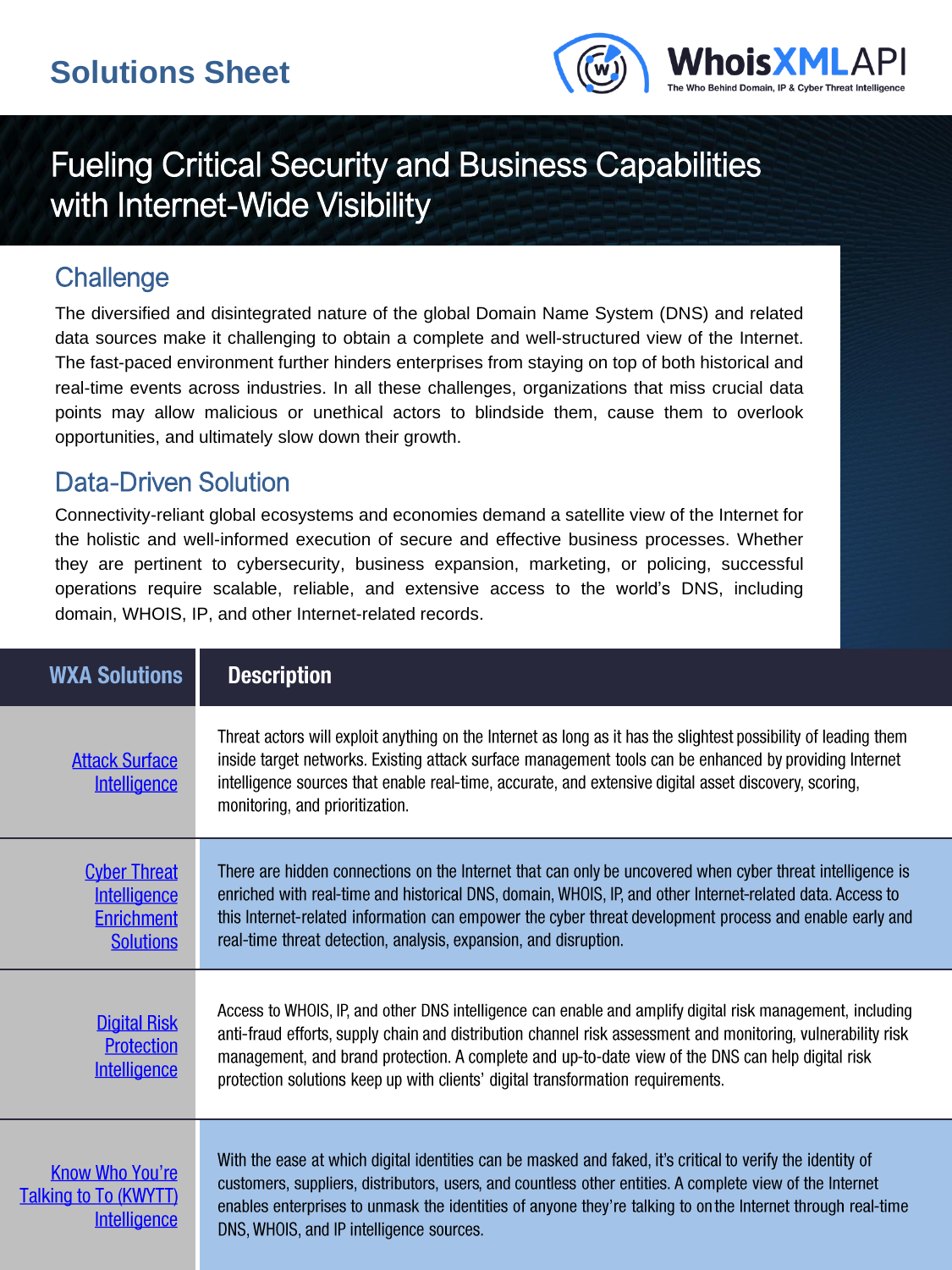# Solutions Sheet

WhoisXMLAPI
The Who Behind Domain, IP & Cyber Threat Intelligence

# Fueling Critical Security and Business Capabilities with Internet-Wide Visibility

## Challenge

The diversified and disintegrated nature of the global Domain Name System (DNS) and related data sources make it challenging to obtain a complete and well-structured view of the Internet. The fast-paced environment further hinders enterprises from staying on top of both historical and real-time events across industries. In all these challenges, organizations that miss crucial data points may allow malicious or unethical actors to blindside them, cause them to overlook opportunities, and ultimately slow down their growth.

## Data-Driven Solution

Connectivity-reliant global ecosystems and economies demand a satellite view of the Internet for the holistic and well-informed execution of secure and effective business processes. Whether they are pertinent to cybersecurity, business expansion, marketing, or policing, successful operations require scalable, reliable, and extensive access to the world's DNS, including domain, WHOIS, IP, and other Internet-related records.

| WXA Solutions | Description |
|---|---|
| Attack Surface Intelligence | Threat actors will exploit anything on the Internet as long as it has the slightest possibility of leading them inside target networks. Existing attack surface management tools can be enhanced by providing Internet intelligence sources that enable real-time, accurate, and extensive digital asset discovery, scoring, monitoring, and prioritization. |
| Cyber Threat Intelligence Enrichment Solutions | There are hidden connections on the Internet that can only be uncovered when cyber threat intelligence is enriched with real-time and historical DNS, domain, WHOIS, IP, and other Internet-related data. Access to this Internet-related information can empower the cyber threat development process and enable early and real-time threat detection, analysis, expansion, and disruption. |
| Digital Risk Protection Intelligence | Access to WHOIS, IP, and other DNS intelligence can enable and amplify digital risk management, including anti-fraud efforts, supply chain and distribution channel risk assessment and monitoring, vulnerability risk management, and brand protection. A complete and up-to-date view of the DNS can help digital risk protection solutions keep up with clients' digital transformation requirements. |
| Know Who You're Talking to To (KWYTT) Intelligence | With the ease at which digital identities can be masked and faked, it's critical to verify the identity of customers, suppliers, distributors, users, and countless other entities. A complete view of the Internet enables enterprises to unmask the identities of anyone they're talking to on the Internet through real-time DNS, WHOIS, and IP intelligence sources. |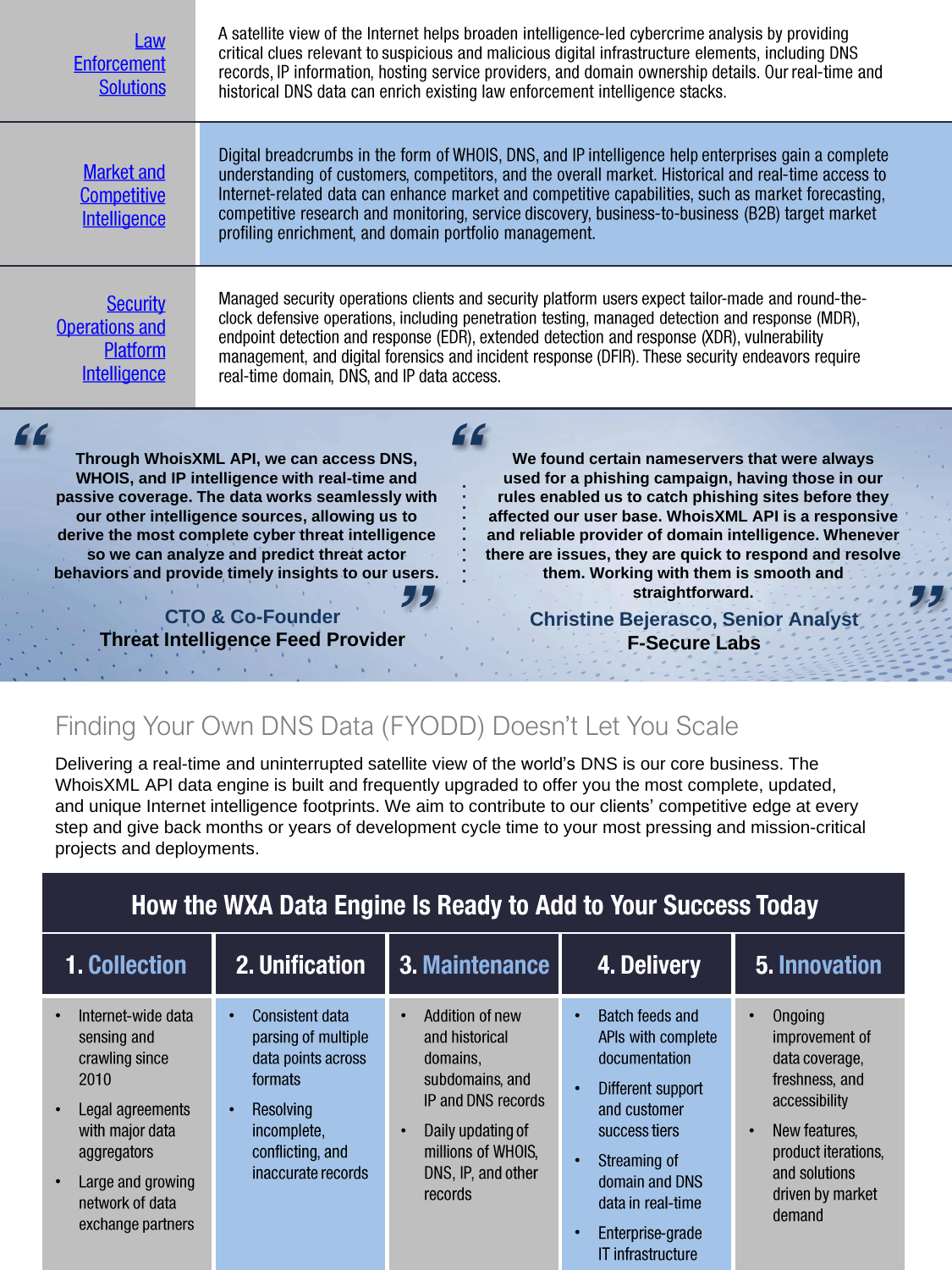| | |
|---|---|
| Law Enforcement Solutions | A satellite view of the Internet helps broaden intelligence-led cybercrime analysis by providing critical clues relevant to suspicious and malicious digital infrastructure elements, including DNS records, IP information, hosting service providers, and domain ownership details. Our real-time and historical DNS data can enrich existing law enforcement intelligence stacks. |
| Market and Competitive Intelligence | Digital breadcrumbs in the form of WHOIS, DNS, and IP intelligence help enterprises gain a complete understanding of customers, competitors, and the overall market. Historical and real-time access to Internet-related data can enhance market and competitive capabilities, such as market forecasting, competitive research and monitoring, service discovery, business-to-business (B2B) target market profiling enrichment, and domain portfolio management. |
| Security Operations and Platform Intelligence | Managed security operations clients and security platform users expect tailor-made and round-the-clock defensive operations, including penetration testing, managed detection and response (MDR), endpoint detection and response (EDR), extended detection and response (XDR), vulnerability management, and digital forensics and incident response (DFIR). These security endeavors require real-time domain, DNS, and IP data access. |

> **Through WhoisXML API, we can access DNS, WHOIS, and IP intelligence with real-time and passive coverage. The data works seamlessly with our other intelligence sources, allowing us to derive the most complete cyber threat intelligence so we can analyze and predict threat actor behaviors and provide timely insights to our users.**
>
> **CTO & Co-Founder**
> **Threat Intelligence Feed Provider**

> **We found certain nameservers that were always used for a phishing campaign, having those in our rules enabled us to catch phishing sites before they affected our user base. WhoisXML API is a responsive and reliable provider of domain intelligence. Whenever there are issues, they are quick to respond and resolve them. Working with them is smooth and straightforward.**
>
> **Christine Bejerasco, Senior Analyst**
> **F-Secure Labs**

## Finding Your Own DNS Data (FYODD) Doesn't Let You Scale

Delivering a real-time and uninterrupted satellite view of the world's DNS is our core business. The WhoisXML API data engine is built and frequently upgraded to offer you the most complete, updated, and unique Internet intelligence footprints. We aim to contribute to our clients' competitive edge at every step and give back months or years of development cycle time to your most pressing and mission-critical projects and deployments.

### How the WXA Data Engine Is Ready to Add to Your Success Today

| 1. Collection | 2. Unification | 3. Maintenance | 4. Delivery | 5. Innovation |
|---|---|---|---|---|
| • Internet-wide data sensing and crawling since 2010<br>• Legal agreements with major data aggregators<br>• Large and growing network of data exchange partners | • Consistent data parsing of multiple data points across formats<br>• Resolving incomplete, conflicting, and inaccurate records | • Addition of new and historical domains, subdomains, and IP and DNS records<br>• Daily updating of millions of WHOIS, DNS, IP, and other records | • Batch feeds and APIs with complete documentation<br>• Different support and customer success tiers<br>• Streaming of domain and DNS data in real-time<br>• Enterprise-grade IT infrastructure | • Ongoing improvement of data coverage, freshness, and accessibility<br>• New features, product iterations, and solutions driven by market demand |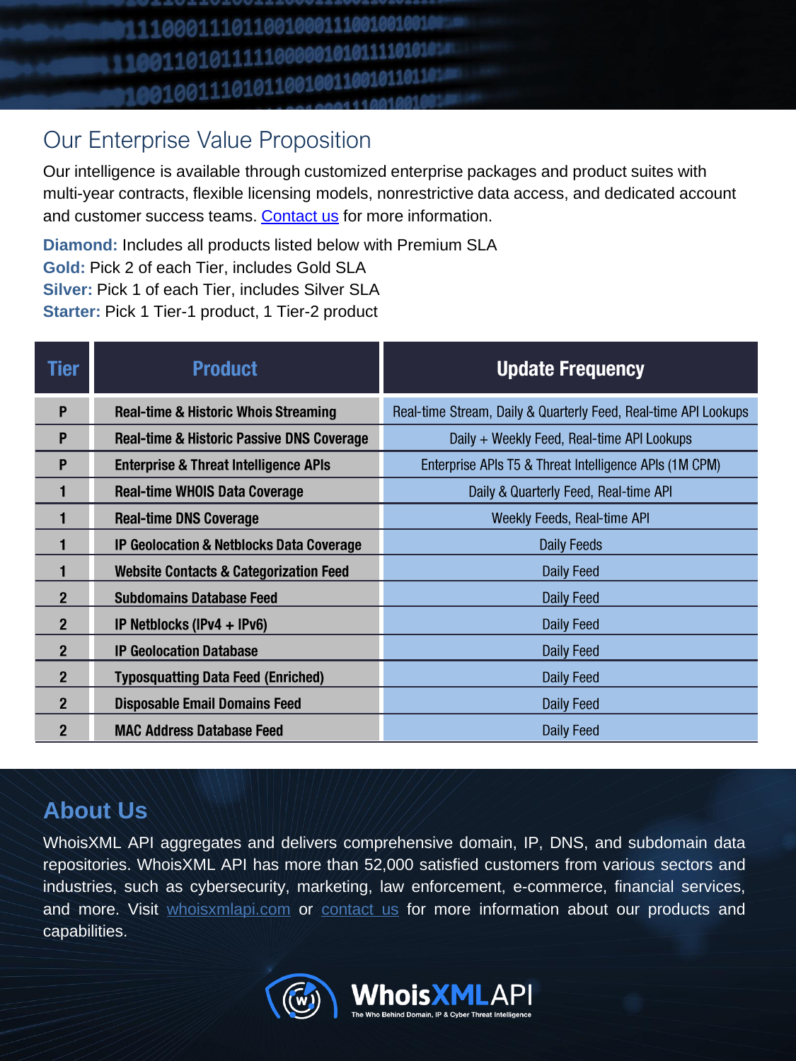## Our Enterprise Value Proposition

Our intelligence is available through customized enterprise packages and product suites with multi-year contracts, flexible licensing models, nonrestrictive data access, and dedicated account and customer success teams. Contact us for more information.

**Diamond:** Includes all products listed below with Premium SLA
**Gold:** Pick 2 of each Tier, includes Gold SLA
**Silver:** Pick 1 of each Tier, includes Silver SLA
**Starter:** Pick 1 Tier-1 product, 1 Tier-2 product

| Tier | Product | Update Frequency |
|---|---|---|
| P | Real-time & Historic Whois Streaming | Real-time Stream, Daily & Quarterly Feed, Real-time API Lookups |
| P | Real-time & Historic Passive DNS Coverage | Daily + Weekly Feed, Real-time API Lookups |
| P | Enterprise & Threat Intelligence APIs | Enterprise APIs T5 & Threat Intelligence APIs (1M CPM) |
| 1 | Real-time WHOIS Data Coverage | Daily & Quarterly Feed, Real-time API |
| 1 | Real-time DNS Coverage | Weekly Feeds, Real-time API |
| 1 | IP Geolocation & Netblocks Data Coverage | Daily Feeds |
| 1 | Website Contacts & Categorization Feed | Daily Feed |
| 2 | Subdomains Database Feed | Daily Feed |
| 2 | IP Netblocks (IPv4 + IPv6) | Daily Feed |
| 2 | IP Geolocation Database | Daily Feed |
| 2 | Typosquatting Data Feed (Enriched) | Daily Feed |
| 2 | Disposable Email Domains Feed | Daily Feed |
| 2 | MAC Address Database Feed | Daily Feed |

## About Us

WhoisXML API aggregates and delivers comprehensive domain, IP, DNS, and subdomain data repositories. WhoisXML API has more than 52,000 satisfied customers from various sectors and industries, such as cybersecurity, marketing, law enforcement, e-commerce, financial services, and more. Visit whoisxmlapi.com or contact us for more information about our products and capabilities.

WhoisXMLAPI
The Who Behind Domain, IP & Cyber Threat Intelligence